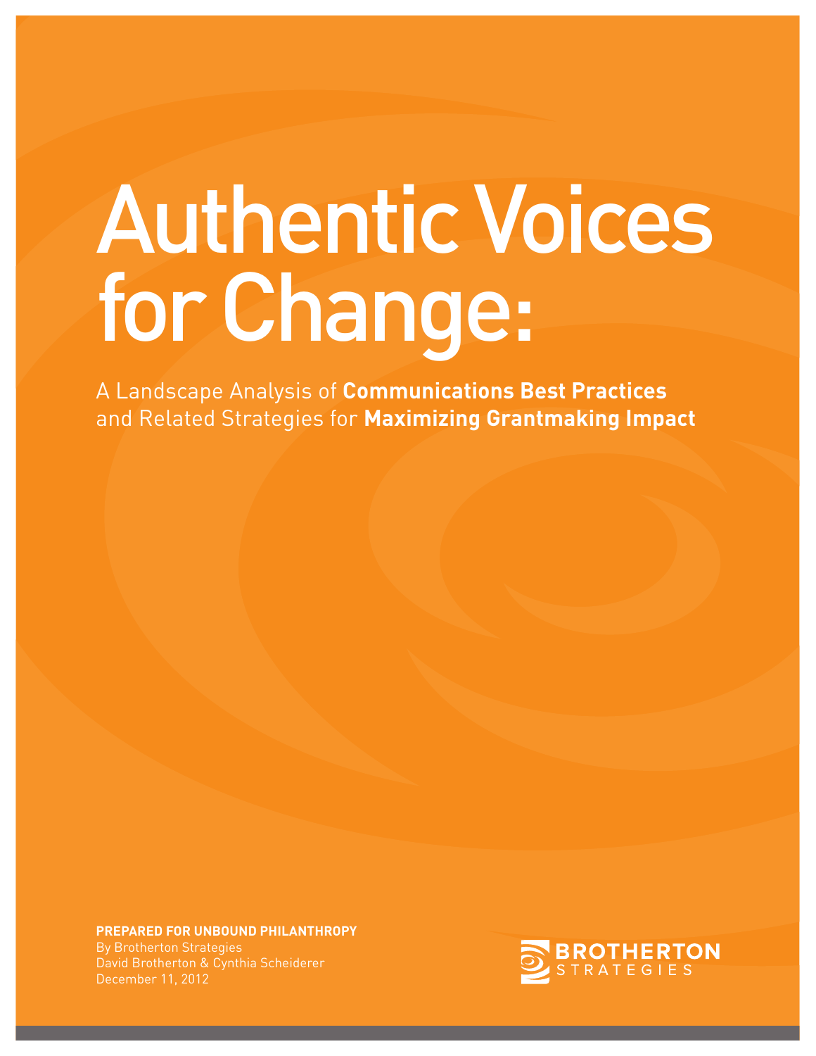# Authentic Voices for Change:

A Landscape Analysis of **Communications Best Practices** and Related Strategies for **Maximizing Grantmaking Impact**

**PREPARED FOR UNBOUND PHILANTHROPY**
By Brotherton Strategies
David Brotherton & Cynthia Scheiderer
December 11, 2012

BROTHERTON STRATEGIES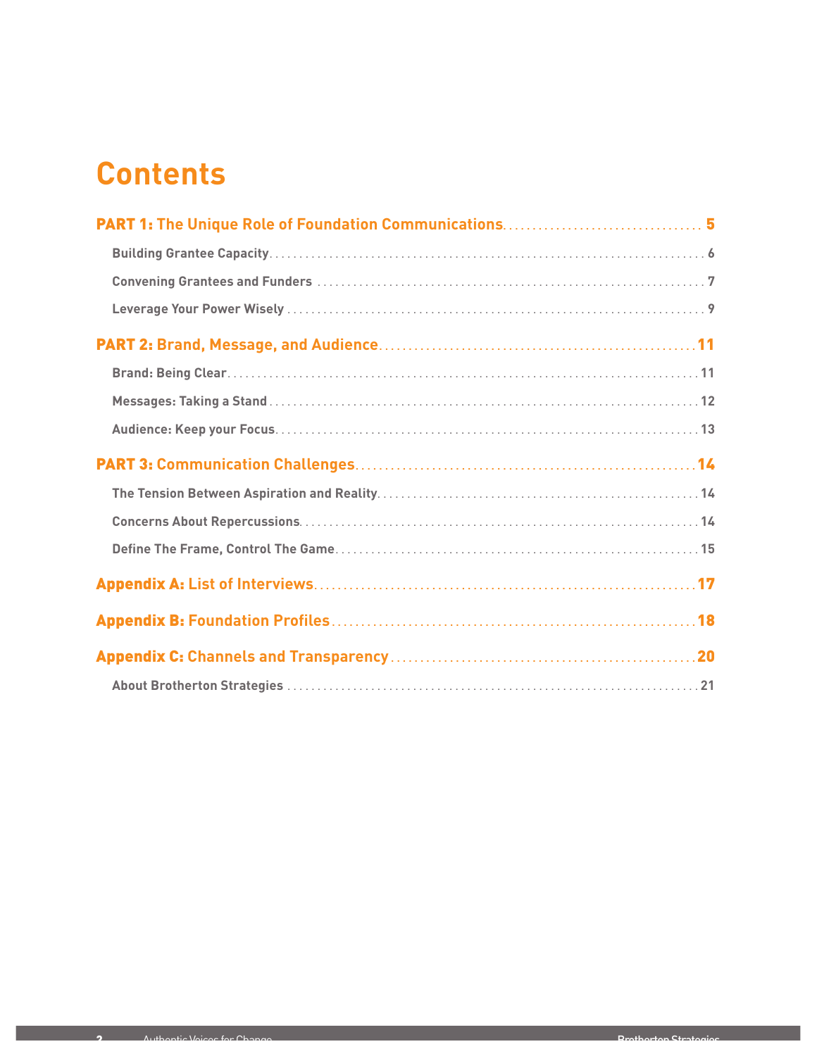# Contents

**PART 1: The Unique Role of Foundation Communications** .................................. **5**

- Building Grantee Capacity .................................. 6
- Convening Grantees and Funders .................................. 7
- Leverage Your Power Wisely .................................. 9

**PART 2: Brand, Message, and Audience** .................................. **11**

- Brand: Being Clear .................................. 11
- Messages: Taking a Stand .................................. 12
- Audience: Keep your Focus .................................. 13

**PART 3: Communication Challenges** .................................. **14**

- The Tension Between Aspiration and Reality .................................. 14
- Concerns About Repercussions .................................. 14
- Define The Frame, Control The Game .................................. 15

**Appendix A: List of Interviews** .................................. **17**

**Appendix B: Foundation Profiles** .................................. **18**

**Appendix C: Channels and Transparency** .................................. **20**

- About Brotherton Strategies .................................. 21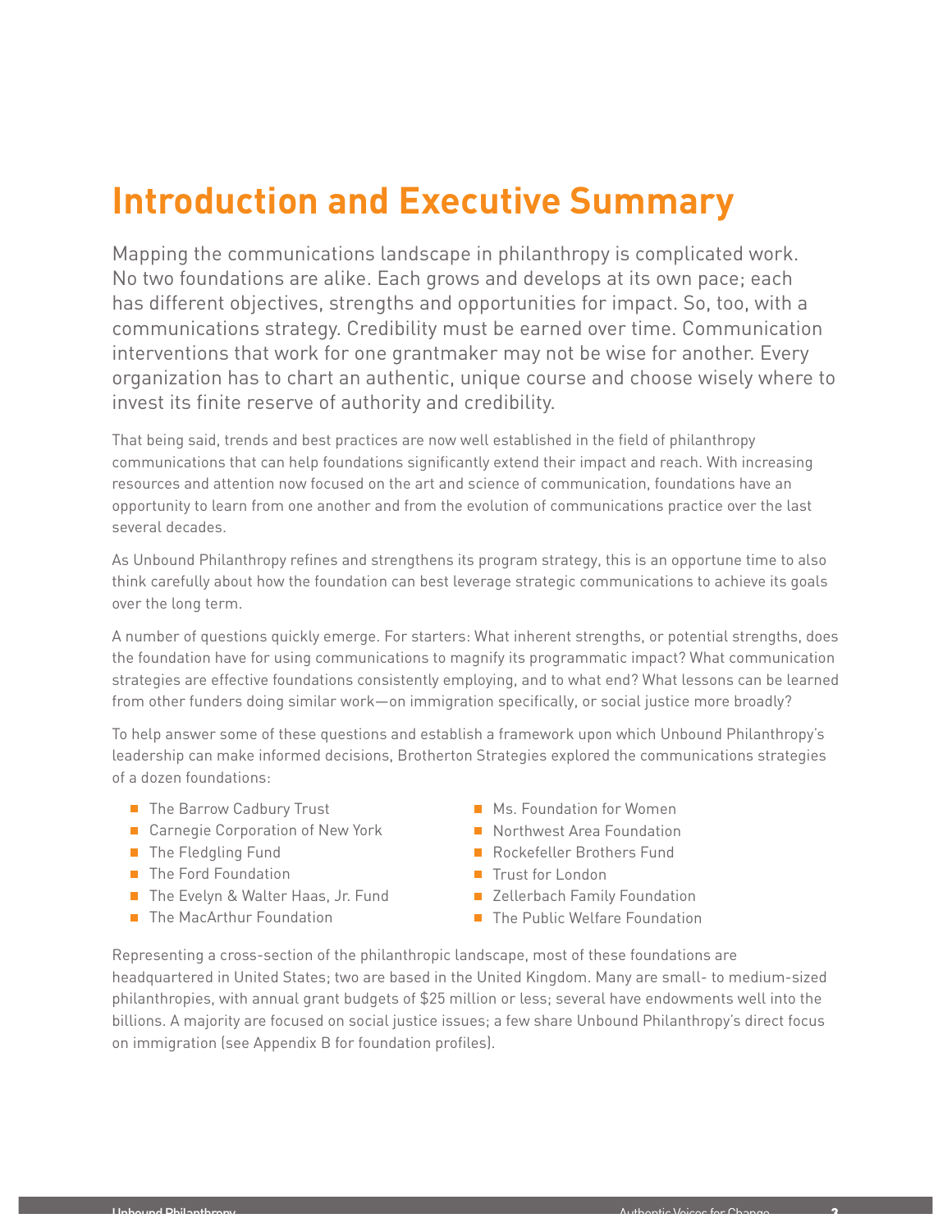# Introduction and Executive Summary

Mapping the communications landscape in philanthropy is complicated work. No two foundations are alike. Each grows and develops at its own pace; each has different objectives, strengths and opportunities for impact. So, too, with a communications strategy. Credibility must be earned over time. Communication interventions that work for one grantmaker may not be wise for another. Every organization has to chart an authentic, unique course and choose wisely where to invest its finite reserve of authority and credibility.

That being said, trends and best practices are now well established in the field of philanthropy communications that can help foundations significantly extend their impact and reach. With increasing resources and attention now focused on the art and science of communication, foundations have an opportunity to learn from one another and from the evolution of communications practice over the last several decades.

As Unbound Philanthropy refines and strengthens its program strategy, this is an opportune time to also think carefully about how the foundation can best leverage strategic communications to achieve its goals over the long term.

A number of questions quickly emerge. For starters: What inherent strengths, or potential strengths, does the foundation have for using communications to magnify its programmatic impact? What communication strategies are effective foundations consistently employing, and to what end? What lessons can be learned from other funders doing similar work—on immigration specifically, or social justice more broadly?

To help answer some of these questions and establish a framework upon which Unbound Philanthropy's leadership can make informed decisions, Brotherton Strategies explored the communications strategies of a dozen foundations:

- The Barrow Cadbury Trust
- Carnegie Corporation of New York
- The Fledgling Fund
- The Ford Foundation
- The Evelyn & Walter Haas, Jr. Fund
- The MacArthur Foundation
- Ms. Foundation for Women
- Northwest Area Foundation
- Rockefeller Brothers Fund
- Trust for London
- Zellerbach Family Foundation
- The Public Welfare Foundation

Representing a cross-section of the philanthropic landscape, most of these foundations are headquartered in United States; two are based in the United Kingdom. Many are small- to medium-sized philanthropies, with annual grant budgets of $25 million or less; several have endowments well into the billions. A majority are focused on social justice issues; a few share Unbound Philanthropy's direct focus on immigration (see Appendix B for foundation profiles).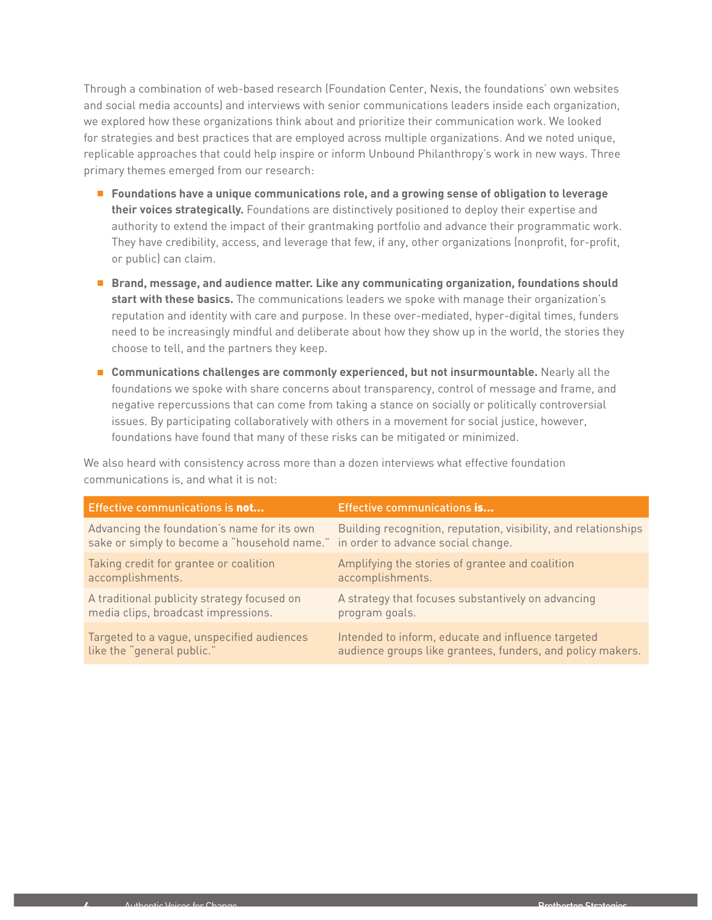Through a combination of web-based research (Foundation Center, Nexis, the foundations' own websites and social media accounts) and interviews with senior communications leaders inside each organization, we explored how these organizations think about and prioritize their communication work. We looked for strategies and best practices that are employed across multiple organizations. And we noted unique, replicable approaches that could help inspire or inform Unbound Philanthropy's work in new ways. Three primary themes emerged from our research:

- **Foundations have a unique communications role, and a growing sense of obligation to leverage their voices strategically.** Foundations are distinctively positioned to deploy their expertise and authority to extend the impact of their grantmaking portfolio and advance their programmatic work. They have credibility, access, and leverage that few, if any, other organizations (nonprofit, for-profit, or public) can claim.
- **Brand, message, and audience matter. Like any communicating organization, foundations should start with these basics.** The communications leaders we spoke with manage their organization's reputation and identity with care and purpose. In these over-mediated, hyper-digital times, funders need to be increasingly mindful and deliberate about how they show up in the world, the stories they choose to tell, and the partners they keep.
- **Communications challenges are commonly experienced, but not insurmountable.** Nearly all the foundations we spoke with share concerns about transparency, control of message and frame, and negative repercussions that can come from taking a stance on socially or politically controversial issues. By participating collaboratively with others in a movement for social justice, however, foundations have found that many of these risks can be mitigated or minimized.

We also heard with consistency across more than a dozen interviews what effective foundation communications is, and what it is not:

| Effective communications is **not...** | Effective communications **is...** |
|---|---|
| Advancing the foundation's name for its own sake or simply to become a "household name." | Building recognition, reputation, visibility, and relationships in order to advance social change. |
| Taking credit for grantee or coalition accomplishments. | Amplifying the stories of grantee and coalition accomplishments. |
| A traditional publicity strategy focused on media clips, broadcast impressions. | A strategy that focuses substantively on advancing program goals. |
| Targeted to a vague, unspecified audiences like the "general public." | Intended to inform, educate and influence targeted audience groups like grantees, funders, and policy makers. |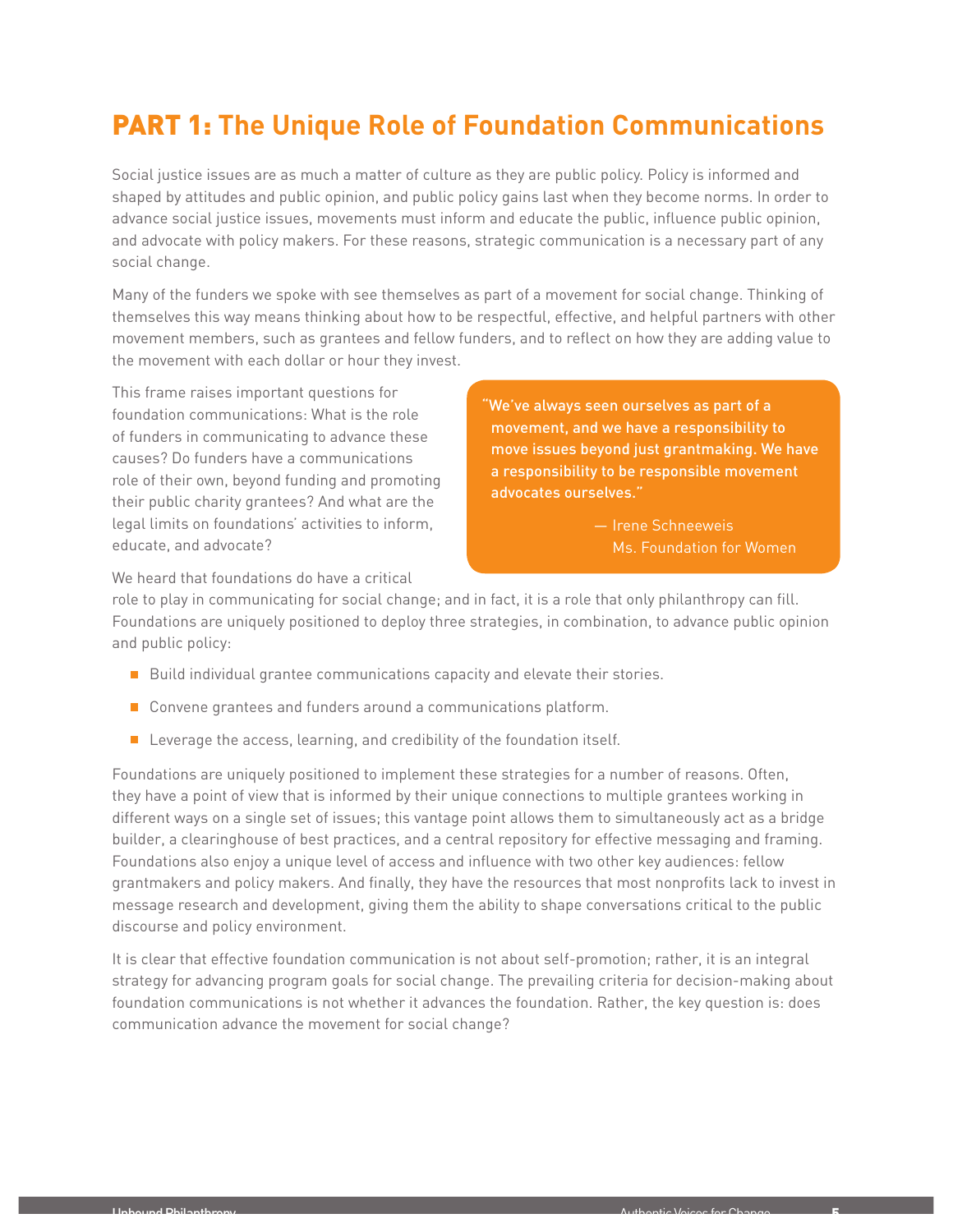# PART 1: The Unique Role of Foundation Communications

Social justice issues are as much a matter of culture as they are public policy. Policy is informed and shaped by attitudes and public opinion, and public policy gains last when they become norms. In order to advance social justice issues, movements must inform and educate the public, influence public opinion, and advocate with policy makers. For these reasons, strategic communication is a necessary part of any social change.

Many of the funders we spoke with see themselves as part of a movement for social change. Thinking of themselves this way means thinking about how to be respectful, effective, and helpful partners with other movement members, such as grantees and fellow funders, and to reflect on how they are adding value to the movement with each dollar or hour they invest.

This frame raises important questions for foundation communications: What is the role of funders in communicating to advance these causes? Do funders have a communications role of their own, beyond funding and promoting their public charity grantees? And what are the legal limits on foundations' activities to inform, educate, and advocate?

> "We've always seen ourselves as part of a movement, and we have a responsibility to move issues beyond just grantmaking. We have a responsibility to be responsible movement advocates ourselves."
>
> — Irene Schneeweis
> Ms. Foundation for Women

We heard that foundations do have a critical role to play in communicating for social change; and in fact, it is a role that only philanthropy can fill. Foundations are uniquely positioned to deploy three strategies, in combination, to advance public opinion and public policy:

- Build individual grantee communications capacity and elevate their stories.
- Convene grantees and funders around a communications platform.
- Leverage the access, learning, and credibility of the foundation itself.

Foundations are uniquely positioned to implement these strategies for a number of reasons. Often, they have a point of view that is informed by their unique connections to multiple grantees working in different ways on a single set of issues; this vantage point allows them to simultaneously act as a bridge builder, a clearinghouse of best practices, and a central repository for effective messaging and framing. Foundations also enjoy a unique level of access and influence with two other key audiences: fellow grantmakers and policy makers. And finally, they have the resources that most nonprofits lack to invest in message research and development, giving them the ability to shape conversations critical to the public discourse and policy environment.

It is clear that effective foundation communication is not about self-promotion; rather, it is an integral strategy for advancing program goals for social change. The prevailing criteria for decision-making about foundation communications is not whether it advances the foundation. Rather, the key question is: does communication advance the movement for social change?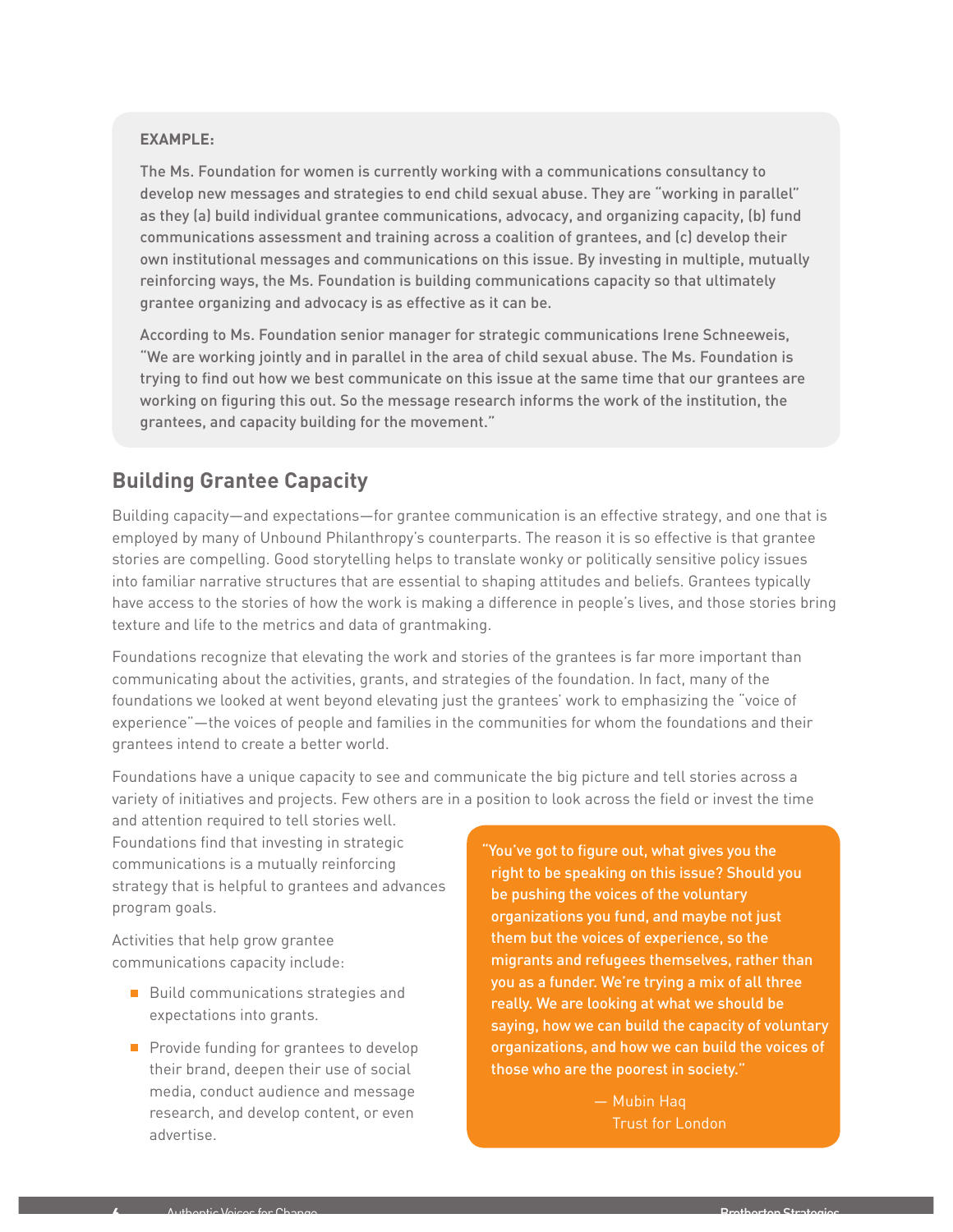**EXAMPLE:**

The Ms. Foundation for women is currently working with a communications consultancy to develop new messages and strategies to end child sexual abuse. They are "working in parallel" as they (a) build individual grantee communications, advocacy, and organizing capacity, (b) fund communications assessment and training across a coalition of grantees, and (c) develop their own institutional messages and communications on this issue. By investing in multiple, mutually reinforcing ways, the Ms. Foundation is building communications capacity so that ultimately grantee organizing and advocacy is as effective as it can be.

According to Ms. Foundation senior manager for strategic communications Irene Schneeweis, "We are working jointly and in parallel in the area of child sexual abuse. The Ms. Foundation is trying to find out how we best communicate on this issue at the same time that our grantees are working on figuring this out. So the message research informs the work of the institution, the grantees, and capacity building for the movement."

## Building Grantee Capacity

Building capacity—and expectations—for grantee communication is an effective strategy, and one that is employed by many of Unbound Philanthropy's counterparts. The reason it is so effective is that grantee stories are compelling. Good storytelling helps to translate wonky or politically sensitive policy issues into familiar narrative structures that are essential to shaping attitudes and beliefs. Grantees typically have access to the stories of how the work is making a difference in people's lives, and those stories bring texture and life to the metrics and data of grantmaking.

Foundations recognize that elevating the work and stories of the grantees is far more important than communicating about the activities, grants, and strategies of the foundation. In fact, many of the foundations we looked at went beyond elevating just the grantees' work to emphasizing the "voice of experience"—the voices of people and families in the communities for whom the foundations and their grantees intend to create a better world.

Foundations have a unique capacity to see and communicate the big picture and tell stories across a variety of initiatives and projects. Few others are in a position to look across the field or invest the time and attention required to tell stories well. Foundations find that investing in strategic communications is a mutually reinforcing strategy that is helpful to grantees and advances program goals.

Activities that help grow grantee communications capacity include:

- Build communications strategies and expectations into grants.
- Provide funding for grantees to develop their brand, deepen their use of social media, conduct audience and message research, and develop content, or even advertise.

"You've got to figure out, what gives you the right to be speaking on this issue? Should you be pushing the voices of the voluntary organizations you fund, and maybe not just them but the voices of experience, so the migrants and refugees themselves, rather than you as a funder. We're trying a mix of all three really. We are looking at what we should be saying, how we can build the capacity of voluntary organizations, and how we can build the voices of those who are the poorest in society."

— Mubin Haq
Trust for London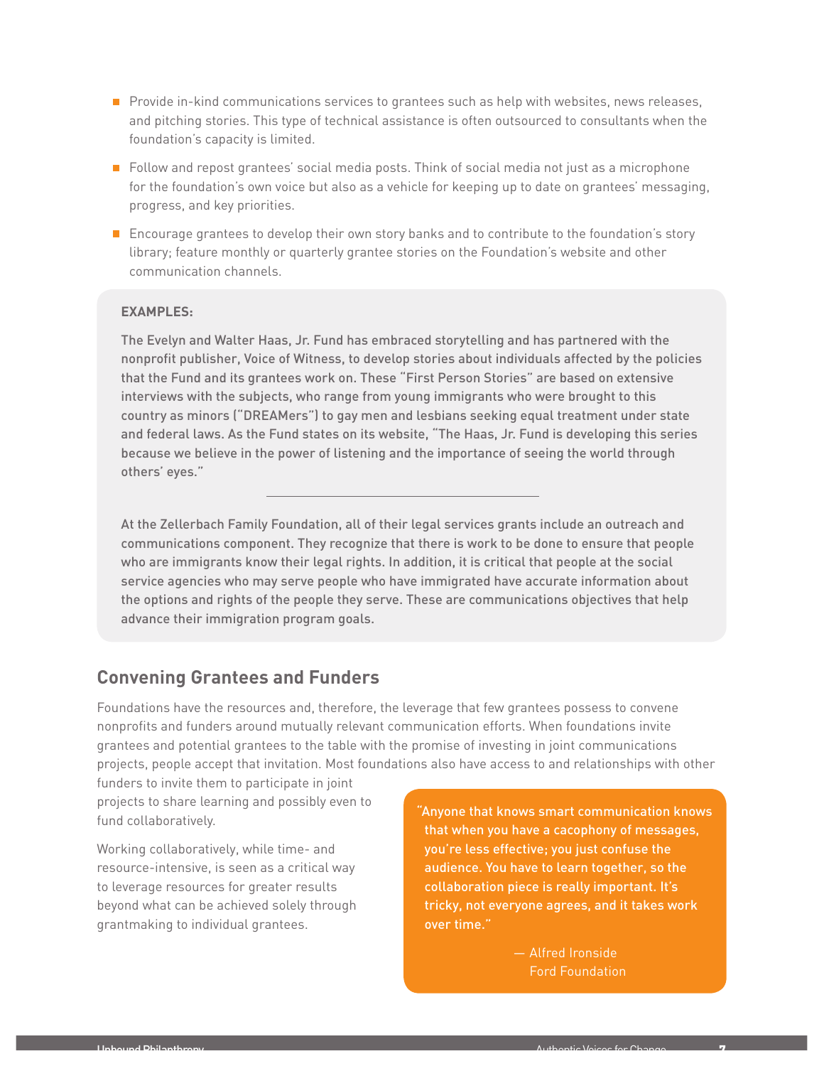- Provide in-kind communications services to grantees such as help with websites, news releases, and pitching stories. This type of technical assistance is often outsourced to consultants when the foundation's capacity is limited.
- Follow and repost grantees' social media posts. Think of social media not just as a microphone for the foundation's own voice but also as a vehicle for keeping up to date on grantees' messaging, progress, and key priorities.
- Encourage grantees to develop their own story banks and to contribute to the foundation's story library; feature monthly or quarterly grantee stories on the Foundation's website and other communication channels.

**EXAMPLES:**

The Evelyn and Walter Haas, Jr. Fund has embraced storytelling and has partnered with the nonprofit publisher, Voice of Witness, to develop stories about individuals affected by the policies that the Fund and its grantees work on. These "First Person Stories" are based on extensive interviews with the subjects, who range from young immigrants who were brought to this country as minors ("DREAMers") to gay men and lesbians seeking equal treatment under state and federal laws. As the Fund states on its website, "The Haas, Jr. Fund is developing this series because we believe in the power of listening and the importance of seeing the world through others' eyes."

---

At the Zellerbach Family Foundation, all of their legal services grants include an outreach and communications component. They recognize that there is work to be done to ensure that people who are immigrants know their legal rights. In addition, it is critical that people at the social service agencies who may serve people who have immigrated have accurate information about the options and rights of the people they serve. These are communications objectives that help advance their immigration program goals.

## Convening Grantees and Funders

Foundations have the resources and, therefore, the leverage that few grantees possess to convene nonprofits and funders around mutually relevant communication efforts. When foundations invite grantees and potential grantees to the table with the promise of investing in joint communications projects, people accept that invitation. Most foundations also have access to and relationships with other funders to invite them to participate in joint projects to share learning and possibly even to fund collaboratively.

Working collaboratively, while time- and resource-intensive, is seen as a critical way to leverage resources for greater results beyond what can be achieved solely through grantmaking to individual grantees.

"Anyone that knows smart communication knows that when you have a cacophony of messages, you're less effective; you just confuse the audience. You have to learn together, so the collaboration piece is really important. It's tricky, not everyone agrees, and it takes work over time."

— Alfred Ironside
Ford Foundation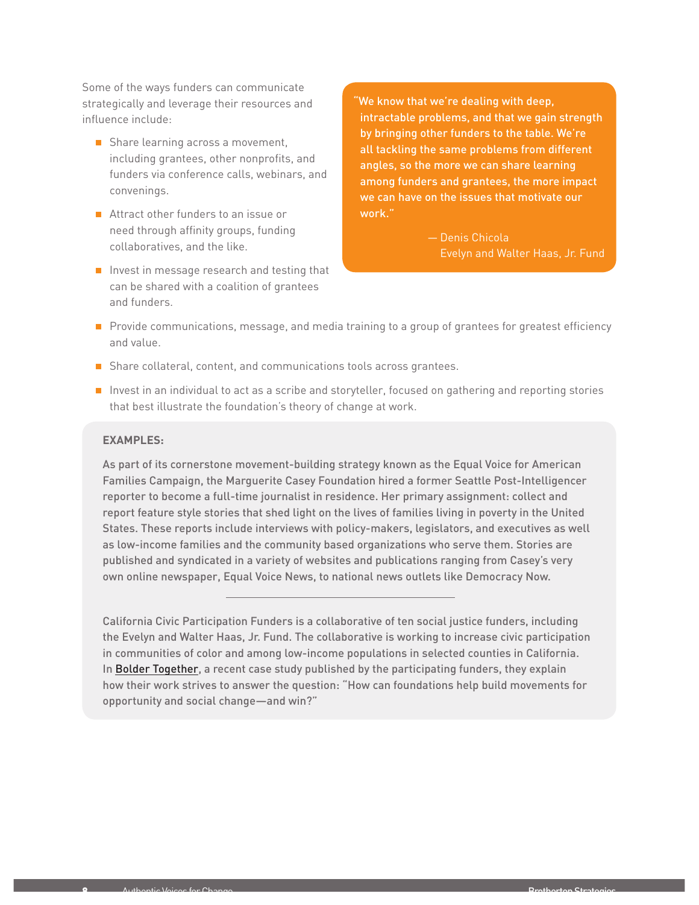Some of the ways funders can communicate strategically and leverage their resources and influence include:

- Share learning across a movement, including grantees, other nonprofits, and funders via conference calls, webinars, and convenings.
- Attract other funders to an issue or need through affinity groups, funding collaboratives, and the like.
- Invest in message research and testing that can be shared with a coalition of grantees and funders.
- Provide communications, message, and media training to a group of grantees for greatest efficiency and value.
- Share collateral, content, and communications tools across grantees.
- Invest in an individual to act as a scribe and storyteller, focused on gathering and reporting stories that best illustrate the foundation's theory of change at work.

> "We know that we're dealing with deep, intractable problems, and that we gain strength by bringing other funders to the table. We're all tackling the same problems from different angles, so the more we can share learning among funders and grantees, the more impact we can have on the issues that motivate our work."
>
> — Denis Chicola
> Evelyn and Walter Haas, Jr. Fund

**EXAMPLES:**

As part of its cornerstone movement-building strategy known as the Equal Voice for American Families Campaign, the Marguerite Casey Foundation hired a former Seattle Post-Intelligencer reporter to become a full-time journalist in residence. Her primary assignment: collect and report feature style stories that shed light on the lives of families living in poverty in the United States. These reports include interviews with policy-makers, legislators, and executives as well as low-income families and the community based organizations who serve them. Stories are published and syndicated in a variety of websites and publications ranging from Casey's very own online newspaper, Equal Voice News, to national news outlets like Democracy Now.

---

California Civic Participation Funders is a collaborative of ten social justice funders, including the Evelyn and Walter Haas, Jr. Fund. The collaborative is working to increase civic participation in communities of color and among low-income populations in selected counties in California. In Bolder Together, a recent case study published by the participating funders, they explain how their work strives to answer the question: "How can foundations help build movements for opportunity and social change—and win?"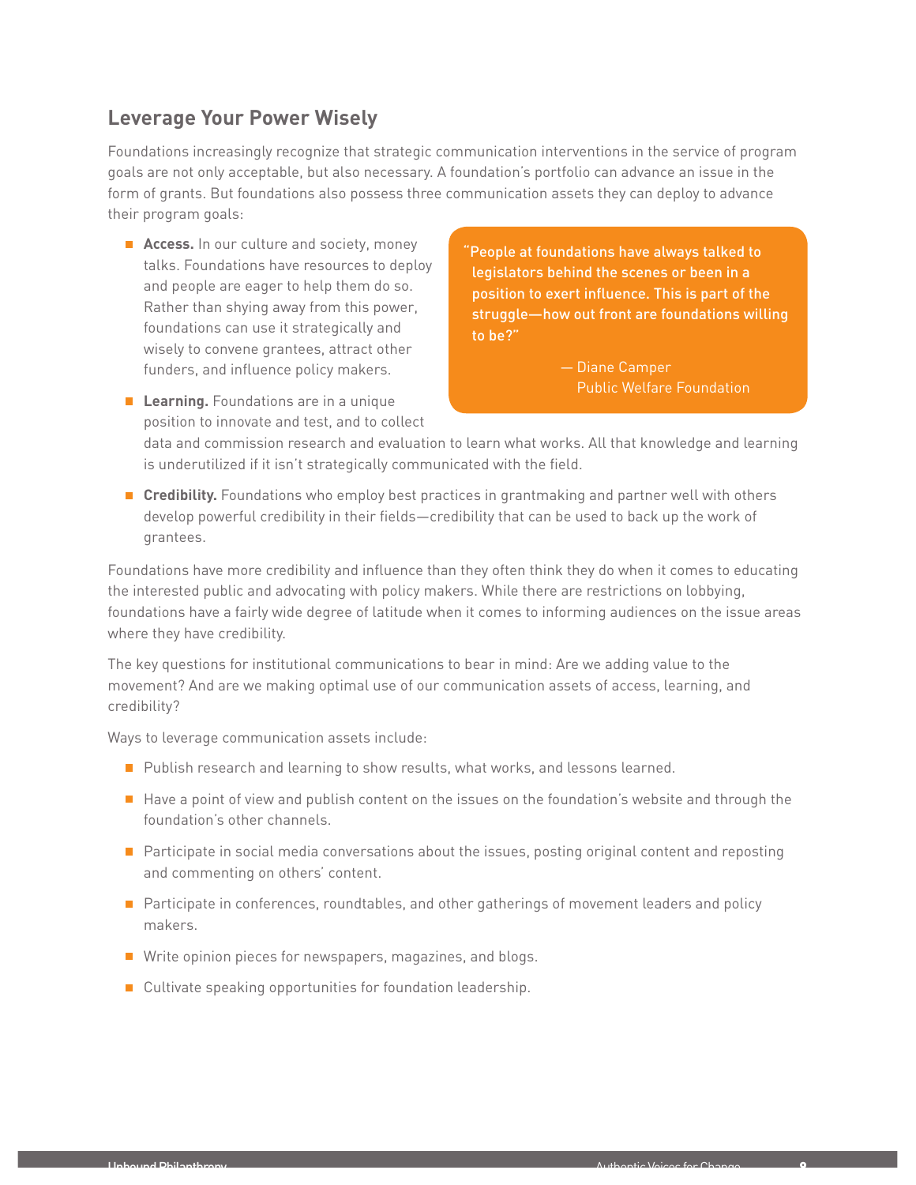## Leverage Your Power Wisely

Foundations increasingly recognize that strategic communication interventions in the service of program goals are not only acceptable, but also necessary. A foundation's portfolio can advance an issue in the form of grants. But foundations also possess three communication assets they can deploy to advance their program goals:

- **Access.** In our culture and society, money talks. Foundations have resources to deploy and people are eager to help them do so. Rather than shying away from this power, foundations can use it strategically and wisely to convene grantees, attract other funders, and influence policy makers.
- **Learning.** Foundations are in a unique position to innovate and test, and to collect data and commission research and evaluation to learn what works. All that knowledge and learning is underutilized if it isn't strategically communicated with the field.
- **Credibility.** Foundations who employ best practices in grantmaking and partner well with others develop powerful credibility in their fields—credibility that can be used to back up the work of grantees.

> "People at foundations have always talked to legislators behind the scenes or been in a position to exert influence. This is part of the struggle—how out front are foundations willing to be?"
>
> — Diane Camper
> Public Welfare Foundation

Foundations have more credibility and influence than they often think they do when it comes to educating the interested public and advocating with policy makers. While there are restrictions on lobbying, foundations have a fairly wide degree of latitude when it comes to informing audiences on the issue areas where they have credibility.

The key questions for institutional communications to bear in mind: Are we adding value to the movement? And are we making optimal use of our communication assets of access, learning, and credibility?

Ways to leverage communication assets include:

- Publish research and learning to show results, what works, and lessons learned.
- Have a point of view and publish content on the issues on the foundation's website and through the foundation's other channels.
- Participate in social media conversations about the issues, posting original content and reposting and commenting on others' content.
- Participate in conferences, roundtables, and other gatherings of movement leaders and policy makers.
- Write opinion pieces for newspapers, magazines, and blogs.
- Cultivate speaking opportunities for foundation leadership.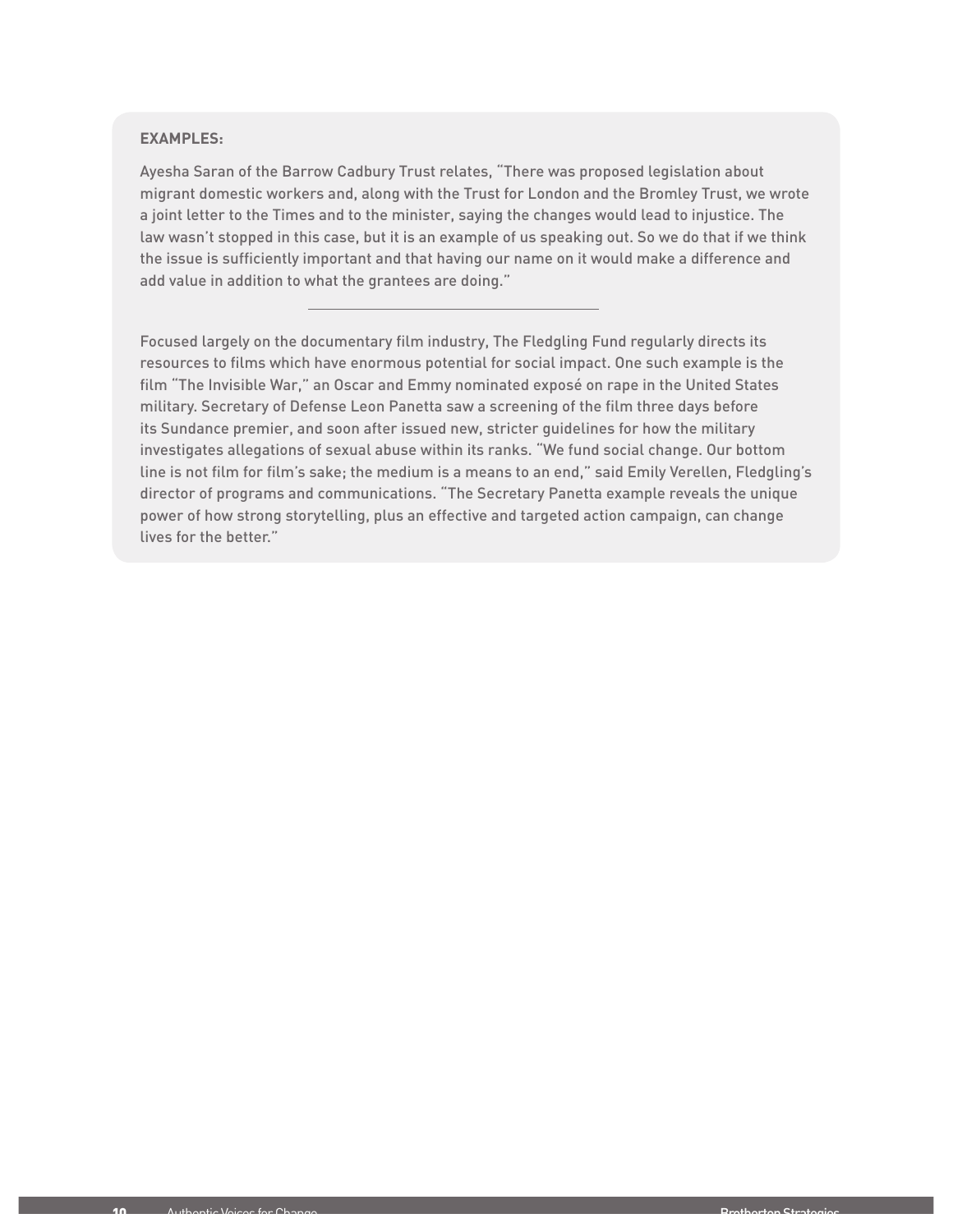**EXAMPLES:**

Ayesha Saran of the Barrow Cadbury Trust relates, "There was proposed legislation about migrant domestic workers and, along with the Trust for London and the Bromley Trust, we wrote a joint letter to the Times and to the minister, saying the changes would lead to injustice. The law wasn't stopped in this case, but it is an example of us speaking out. So we do that if we think the issue is sufficiently important and that having our name on it would make a difference and add value in addition to what the grantees are doing."

---

Focused largely on the documentary film industry, The Fledgling Fund regularly directs its resources to films which have enormous potential for social impact. One such example is the film "The Invisible War," an Oscar and Emmy nominated exposé on rape in the United States military. Secretary of Defense Leon Panetta saw a screening of the film three days before its Sundance premier, and soon after issued new, stricter guidelines for how the military investigates allegations of sexual abuse within its ranks. "We fund social change. Our bottom line is not film for film's sake; the medium is a means to an end," said Emily Verellen, Fledgling's director of programs and communications. "The Secretary Panetta example reveals the unique power of how strong storytelling, plus an effective and targeted action campaign, can change lives for the better."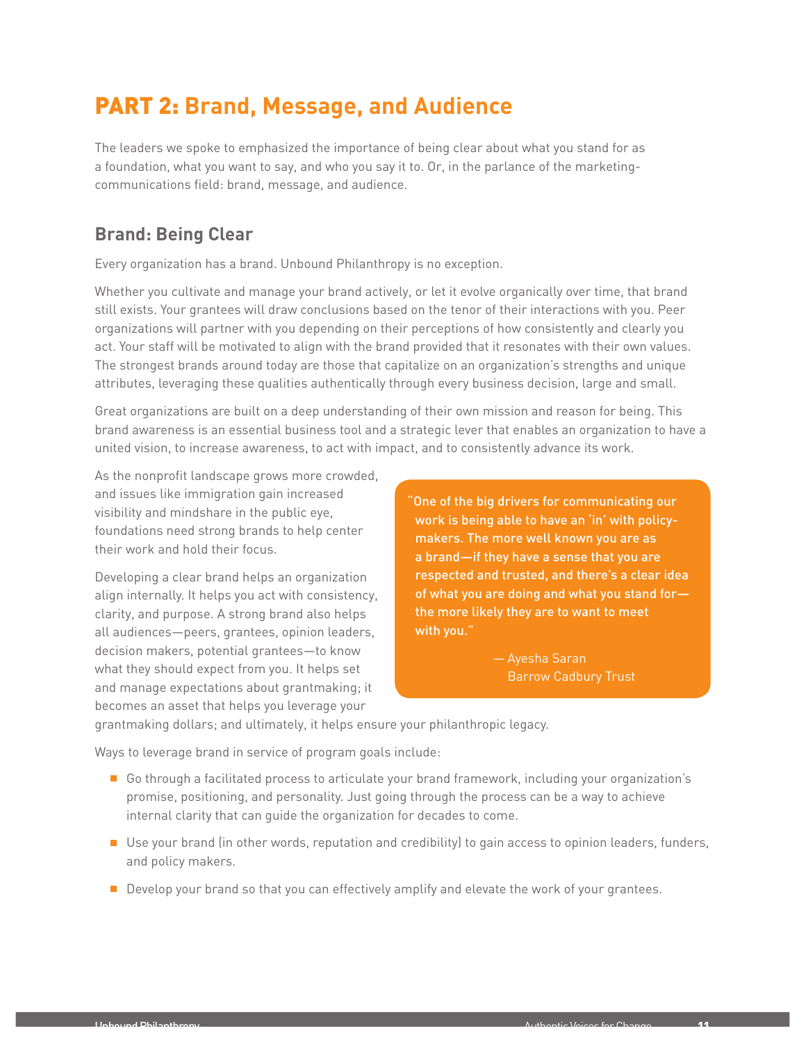# PART 2: Brand, Message, and Audience

The leaders we spoke to emphasized the importance of being clear about what you stand for as a foundation, what you want to say, and who you say it to. Or, in the parlance of the marketing-communications field: brand, message, and audience.

## Brand: Being Clear

Every organization has a brand. Unbound Philanthropy is no exception.

Whether you cultivate and manage your brand actively, or let it evolve organically over time, that brand still exists. Your grantees will draw conclusions based on the tenor of their interactions with you. Peer organizations will partner with you depending on their perceptions of how consistently and clearly you act. Your staff will be motivated to align with the brand provided that it resonates with their own values. The strongest brands around today are those that capitalize on an organization's strengths and unique attributes, leveraging these qualities authentically through every business decision, large and small.

Great organizations are built on a deep understanding of their own mission and reason for being. This brand awareness is an essential business tool and a strategic lever that enables an organization to have a united vision, to increase awareness, to act with impact, and to consistently advance its work.

As the nonprofit landscape grows more crowded, and issues like immigration gain increased visibility and mindshare in the public eye, foundations need strong brands to help center their work and hold their focus.

> "One of the big drivers for communicating our work is being able to have an 'in' with policy-makers. The more well known you are as a brand—if they have a sense that you are respected and trusted, and there's a clear idea of what you are doing and what you stand for—the more likely they are to want to meet with you."
>
> — Ayesha Saran
> Barrow Cadbury Trust

Developing a clear brand helps an organization align internally. It helps you act with consistency, clarity, and purpose. A strong brand also helps all audiences—peers, grantees, opinion leaders, decision makers, potential grantees—to know what they should expect from you. It helps set and manage expectations about grantmaking; it becomes an asset that helps you leverage your grantmaking dollars; and ultimately, it helps ensure your philanthropic legacy.

Ways to leverage brand in service of program goals include:

- Go through a facilitated process to articulate your brand framework, including your organization's promise, positioning, and personality. Just going through the process can be a way to achieve internal clarity that can guide the organization for decades to come.
- Use your brand (in other words, reputation and credibility) to gain access to opinion leaders, funders, and policy makers.
- Develop your brand so that you can effectively amplify and elevate the work of your grantees.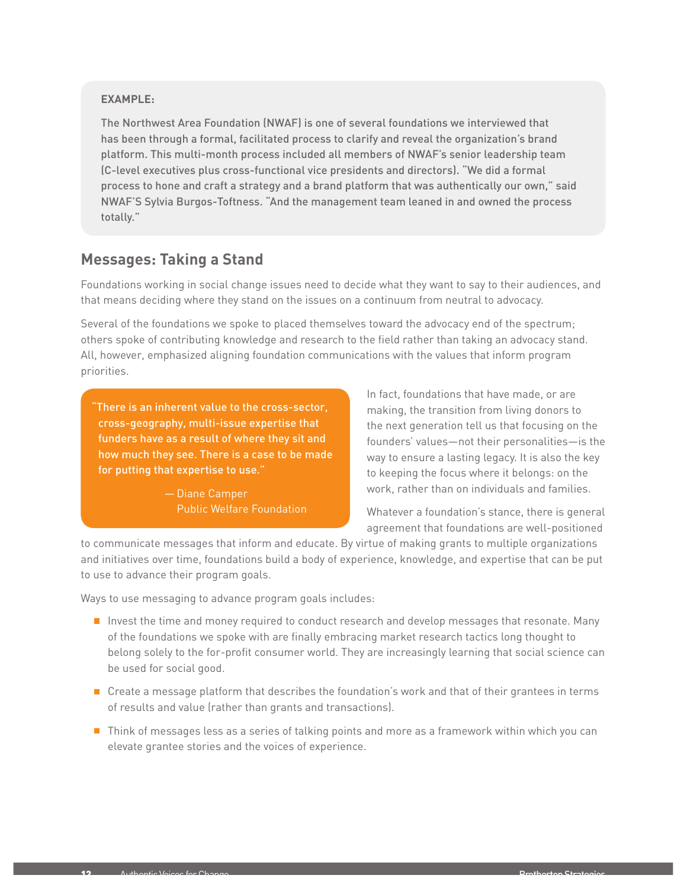**EXAMPLE:**

The Northwest Area Foundation (NWAF) is one of several foundations we interviewed that has been through a formal, facilitated process to clarify and reveal the organization's brand platform. This multi-month process included all members of NWAF's senior leadership team (C-level executives plus cross-functional vice presidents and directors). "We did a formal process to hone and craft a strategy and a brand platform that was authentically our own," said NWAF'S Sylvia Burgos-Toftness. "And the management team leaned in and owned the process totally."

## Messages: Taking a Stand

Foundations working in social change issues need to decide what they want to say to their audiences, and that means deciding where they stand on the issues on a continuum from neutral to advocacy.

Several of the foundations we spoke to placed themselves toward the advocacy end of the spectrum; others spoke of contributing knowledge and research to the field rather than taking an advocacy stand. All, however, emphasized aligning foundation communications with the values that inform program priorities.

> "There is an inherent value to the cross-sector, cross-geography, multi-issue expertise that funders have as a result of where they sit and how much they see. There is a case to be made for putting that expertise to use."
>
> — Diane Camper
> Public Welfare Foundation

In fact, foundations that have made, or are making, the transition from living donors to the next generation tell us that focusing on the founders' values—not their personalities—is the way to ensure a lasting legacy. It is also the key to keeping the focus where it belongs: on the work, rather than on individuals and families.

Whatever a foundation's stance, there is general agreement that foundations are well-positioned to communicate messages that inform and educate. By virtue of making grants to multiple organizations and initiatives over time, foundations build a body of experience, knowledge, and expertise that can be put to use to advance their program goals.

Ways to use messaging to advance program goals includes:

- Invest the time and money required to conduct research and develop messages that resonate. Many of the foundations we spoke with are finally embracing market research tactics long thought to belong solely to the for-profit consumer world. They are increasingly learning that social science can be used for social good.
- Create a message platform that describes the foundation's work and that of their grantees in terms of results and value (rather than grants and transactions).
- Think of messages less as a series of talking points and more as a framework within which you can elevate grantee stories and the voices of experience.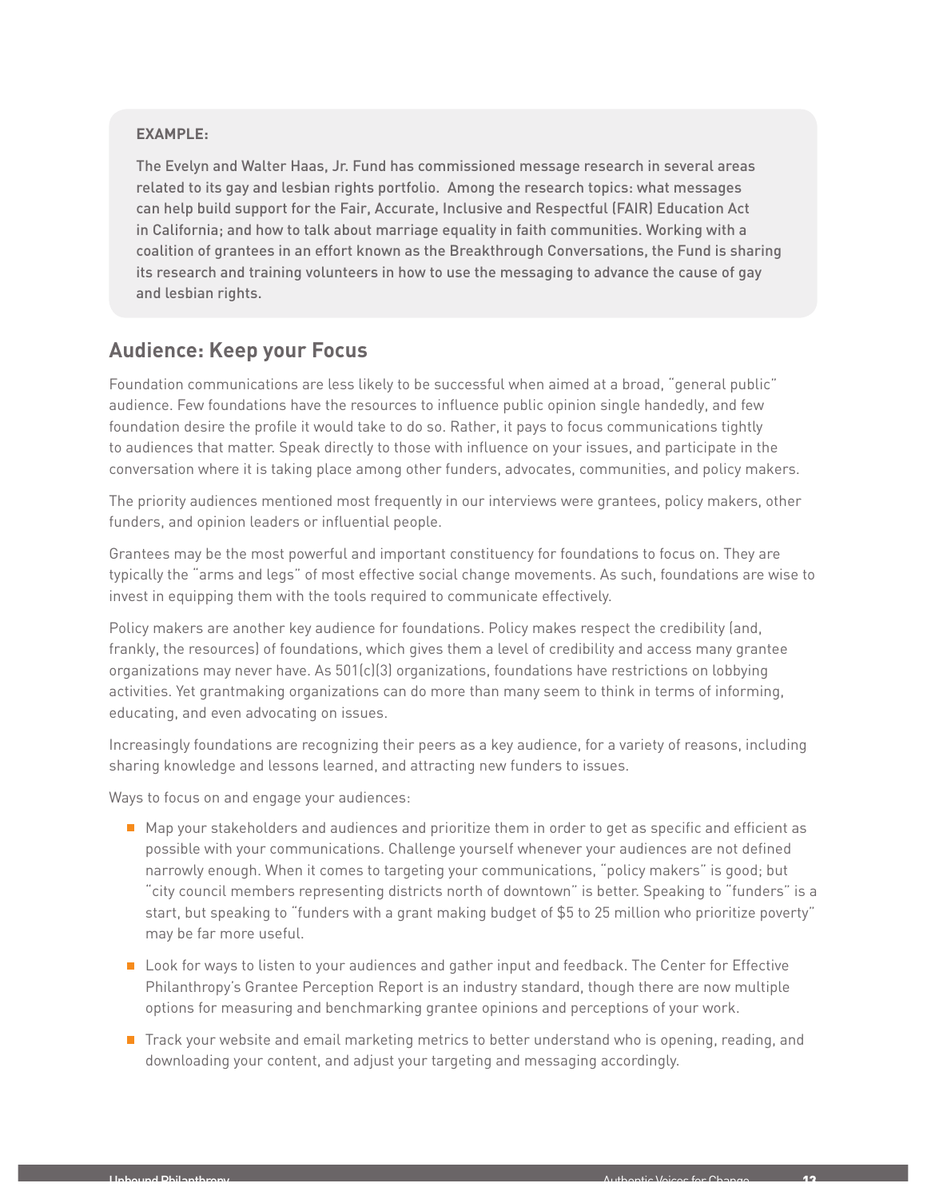**EXAMPLE:**

The Evelyn and Walter Haas, Jr. Fund has commissioned message research in several areas related to its gay and lesbian rights portfolio. Among the research topics: what messages can help build support for the Fair, Accurate, Inclusive and Respectful (FAIR) Education Act in California; and how to talk about marriage equality in faith communities. Working with a coalition of grantees in an effort known as the Breakthrough Conversations, the Fund is sharing its research and training volunteers in how to use the messaging to advance the cause of gay and lesbian rights.

## Audience: Keep your Focus

Foundation communications are less likely to be successful when aimed at a broad, "general public" audience. Few foundations have the resources to influence public opinion single handedly, and few foundation desire the profile it would take to do so. Rather, it pays to focus communications tightly to audiences that matter. Speak directly to those with influence on your issues, and participate in the conversation where it is taking place among other funders, advocates, communities, and policy makers.

The priority audiences mentioned most frequently in our interviews were grantees, policy makers, other funders, and opinion leaders or influential people.

Grantees may be the most powerful and important constituency for foundations to focus on. They are typically the "arms and legs" of most effective social change movements. As such, foundations are wise to invest in equipping them with the tools required to communicate effectively.

Policy makers are another key audience for foundations. Policy makes respect the credibility (and, frankly, the resources) of foundations, which gives them a level of credibility and access many grantee organizations may never have. As 501(c)(3) organizations, foundations have restrictions on lobbying activities. Yet grantmaking organizations can do more than many seem to think in terms of informing, educating, and even advocating on issues.

Increasingly foundations are recognizing their peers as a key audience, for a variety of reasons, including sharing knowledge and lessons learned, and attracting new funders to issues.

Ways to focus on and engage your audiences:

- Map your stakeholders and audiences and prioritize them in order to get as specific and efficient as possible with your communications. Challenge yourself whenever your audiences are not defined narrowly enough. When it comes to targeting your communications, "policy makers" is good; but "city council members representing districts north of downtown" is better. Speaking to "funders" is a start, but speaking to "funders with a grant making budget of $5 to 25 million who prioritize poverty" may be far more useful.
- Look for ways to listen to your audiences and gather input and feedback. The Center for Effective Philanthropy's Grantee Perception Report is an industry standard, though there are now multiple options for measuring and benchmarking grantee opinions and perceptions of your work.
- Track your website and email marketing metrics to better understand who is opening, reading, and downloading your content, and adjust your targeting and messaging accordingly.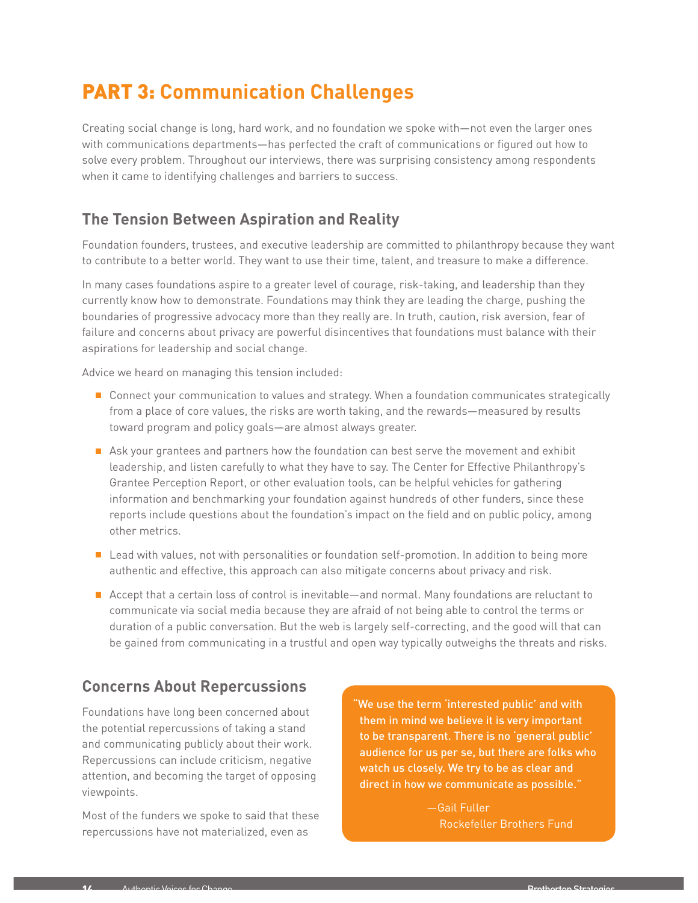# PART 3: Communication Challenges

Creating social change is long, hard work, and no foundation we spoke with—not even the larger ones with communications departments—has perfected the craft of communications or figured out how to solve every problem. Throughout our interviews, there was surprising consistency among respondents when it came to identifying challenges and barriers to success.

## The Tension Between Aspiration and Reality

Foundation founders, trustees, and executive leadership are committed to philanthropy because they want to contribute to a better world. They want to use their time, talent, and treasure to make a difference.

In many cases foundations aspire to a greater level of courage, risk-taking, and leadership than they currently know how to demonstrate. Foundations may think they are leading the charge, pushing the boundaries of progressive advocacy more than they really are. In truth, caution, risk aversion, fear of failure and concerns about privacy are powerful disincentives that foundations must balance with their aspirations for leadership and social change.

Advice we heard on managing this tension included:

- Connect your communication to values and strategy. When a foundation communicates strategically from a place of core values, the risks are worth taking, and the rewards—measured by results toward program and policy goals—are almost always greater.
- Ask your grantees and partners how the foundation can best serve the movement and exhibit leadership, and listen carefully to what they have to say. The Center for Effective Philanthropy's Grantee Perception Report, or other evaluation tools, can be helpful vehicles for gathering information and benchmarking your foundation against hundreds of other funders, since these reports include questions about the foundation's impact on the field and on public policy, among other metrics.
- Lead with values, not with personalities or foundation self-promotion. In addition to being more authentic and effective, this approach can also mitigate concerns about privacy and risk.
- Accept that a certain loss of control is inevitable—and normal. Many foundations are reluctant to communicate via social media because they are afraid of not being able to control the terms or duration of a public conversation. But the web is largely self-correcting, and the good will that can be gained from communicating in a trustful and open way typically outweighs the threats and risks.

## Concerns About Repercussions

Foundations have long been concerned about the potential repercussions of taking a stand and communicating publicly about their work. Repercussions can include criticism, negative attention, and becoming the target of opposing viewpoints.

Most of the funders we spoke to said that these repercussions have not materialized, even as

> "We use the term 'interested public' and with them in mind we believe it is very important to be transparent. There is no 'general public' audience for us per se, but there are folks who watch us closely. We try to be as clear and direct in how we communicate as possible."
>
> —Gail Fuller
> Rockefeller Brothers Fund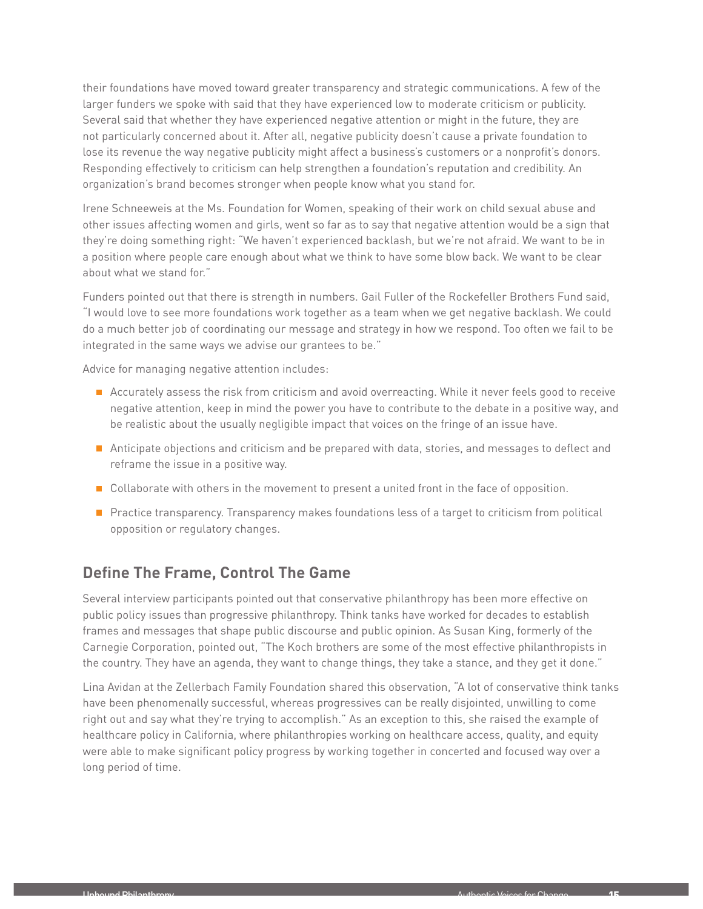their foundations have moved toward greater transparency and strategic communications. A few of the larger funders we spoke with said that they have experienced low to moderate criticism or publicity. Several said that whether they have experienced negative attention or might in the future, they are not particularly concerned about it. After all, negative publicity doesn't cause a private foundation to lose its revenue the way negative publicity might affect a business's customers or a nonprofit's donors. Responding effectively to criticism can help strengthen a foundation's reputation and credibility. An organization's brand becomes stronger when people know what you stand for.

Irene Schneeweis at the Ms. Foundation for Women, speaking of their work on child sexual abuse and other issues affecting women and girls, went so far as to say that negative attention would be a sign that they're doing something right: "We haven't experienced backlash, but we're not afraid. We want to be in a position where people care enough about what we think to have some blow back. We want to be clear about what we stand for."

Funders pointed out that there is strength in numbers. Gail Fuller of the Rockefeller Brothers Fund said, "I would love to see more foundations work together as a team when we get negative backlash. We could do a much better job of coordinating our message and strategy in how we respond. Too often we fail to be integrated in the same ways we advise our grantees to be."

Advice for managing negative attention includes:

- Accurately assess the risk from criticism and avoid overreacting. While it never feels good to receive negative attention, keep in mind the power you have to contribute to the debate in a positive way, and be realistic about the usually negligible impact that voices on the fringe of an issue have.
- Anticipate objections and criticism and be prepared with data, stories, and messages to deflect and reframe the issue in a positive way.
- Collaborate with others in the movement to present a united front in the face of opposition.
- Practice transparency. Transparency makes foundations less of a target to criticism from political opposition or regulatory changes.

## Define The Frame, Control The Game

Several interview participants pointed out that conservative philanthropy has been more effective on public policy issues than progressive philanthropy. Think tanks have worked for decades to establish frames and messages that shape public discourse and public opinion. As Susan King, formerly of the Carnegie Corporation, pointed out, "The Koch brothers are some of the most effective philanthropists in the country. They have an agenda, they want to change things, they take a stance, and they get it done."

Lina Avidan at the Zellerbach Family Foundation shared this observation, "A lot of conservative think tanks have been phenomenally successful, whereas progressives can be really disjointed, unwilling to come right out and say what they're trying to accomplish." As an exception to this, she raised the example of healthcare policy in California, where philanthropies working on healthcare access, quality, and equity were able to make significant policy progress by working together in concerted and focused way over a long period of time.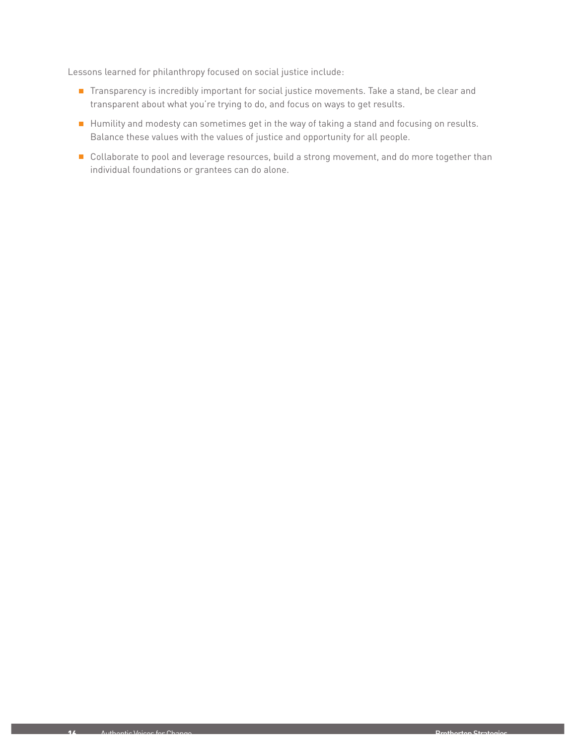Lessons learned for philanthropy focused on social justice include:

- Transparency is incredibly important for social justice movements. Take a stand, be clear and transparent about what you're trying to do, and focus on ways to get results.
- Humility and modesty can sometimes get in the way of taking a stand and focusing on results. Balance these values with the values of justice and opportunity for all people.
- Collaborate to pool and leverage resources, build a strong movement, and do more together than individual foundations or grantees can do alone.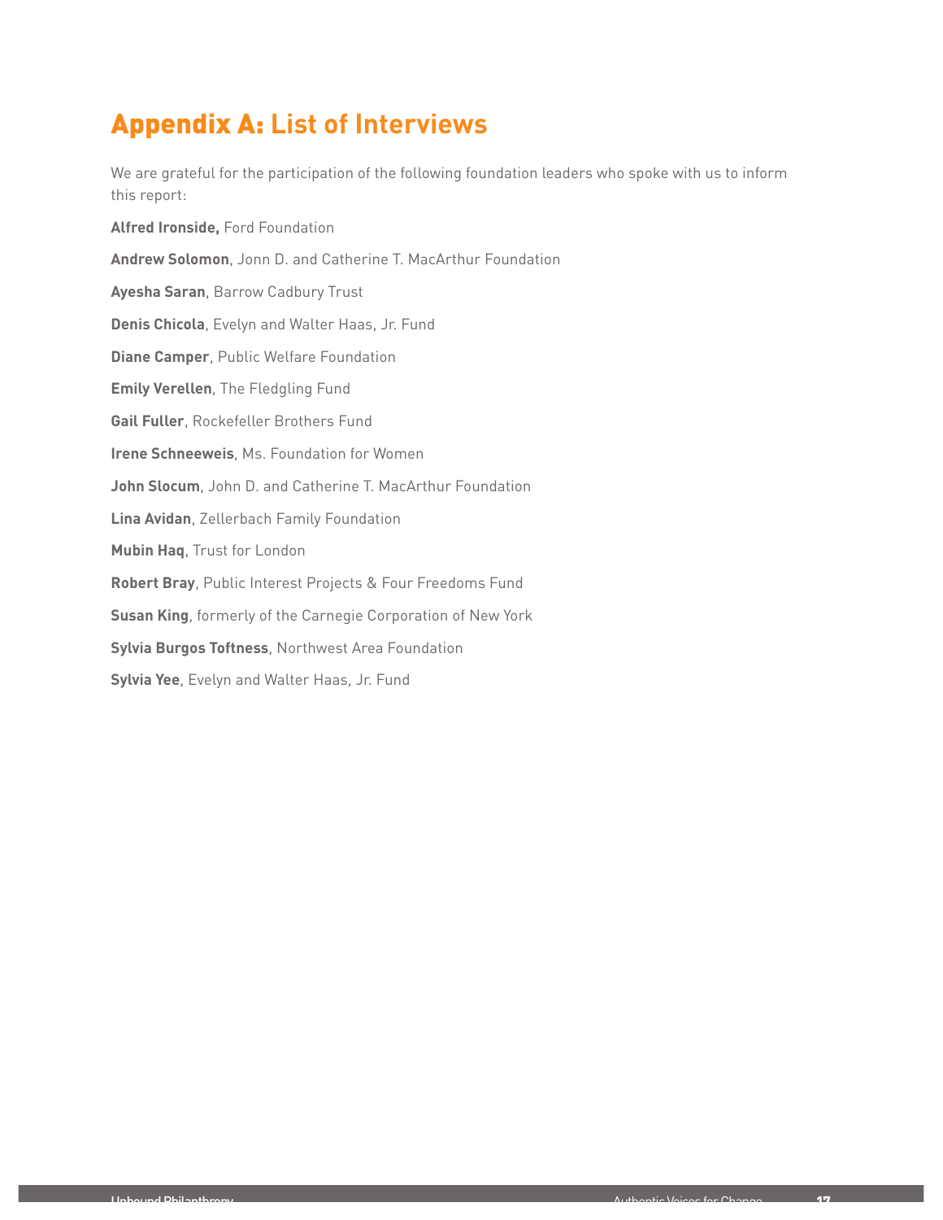# Appendix A: List of Interviews

We are grateful for the participation of the following foundation leaders who spoke with us to inform this report:

**Alfred Ironside,** Ford Foundation

**Andrew Solomon**, Jonn D. and Catherine T. MacArthur Foundation

**Ayesha Saran**, Barrow Cadbury Trust

**Denis Chicola**, Evelyn and Walter Haas, Jr. Fund

**Diane Camper**, Public Welfare Foundation

**Emily Verellen**, The Fledgling Fund

**Gail Fuller**, Rockefeller Brothers Fund

**Irene Schneeweis**, Ms. Foundation for Women

**John Slocum**, John D. and Catherine T. MacArthur Foundation

**Lina Avidan**, Zellerbach Family Foundation

**Mubin Haq**, Trust for London

**Robert Bray**, Public Interest Projects & Four Freedoms Fund

**Susan King**, formerly of the Carnegie Corporation of New York

**Sylvia Burgos Toftness**, Northwest Area Foundation

**Sylvia Yee**, Evelyn and Walter Haas, Jr. Fund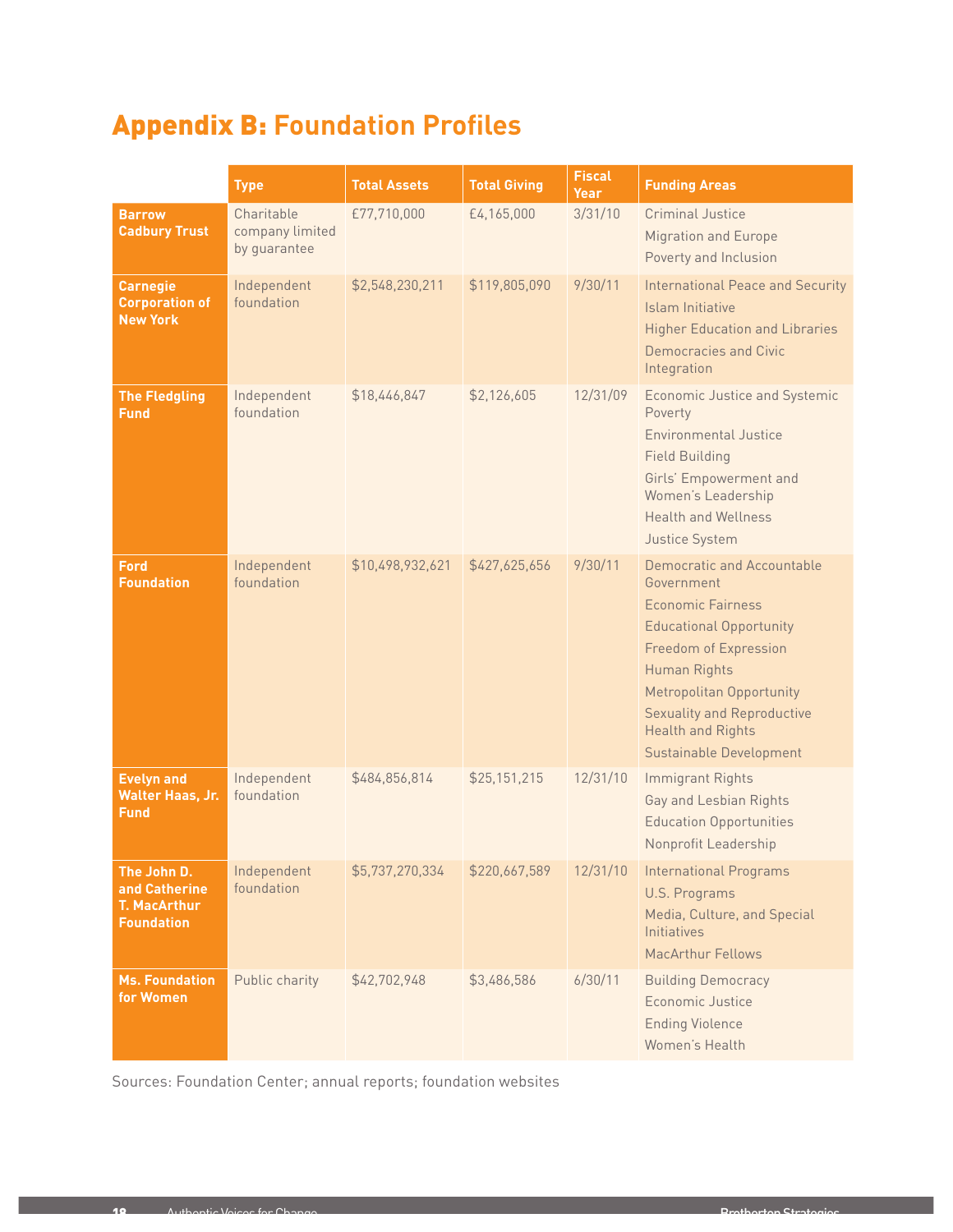# Appendix B: Foundation Profiles

| | Type | Total Assets | Total Giving | Fiscal Year | Funding Areas |
|---|---|---|---|---|---|
| **Barrow Cadbury Trust** | Charitable company limited by guarantee | £77,710,000 | £4,165,000 | 3/31/10 | Criminal Justice<br>Migration and Europe<br>Poverty and Inclusion |
| **Carnegie Corporation of New York** | Independent foundation | $2,548,230,211 | $119,805,090 | 9/30/11 | International Peace and Security<br>Islam Initiative<br>Higher Education and Libraries<br>Democracies and Civic Integration |
| **The Fledgling Fund** | Independent foundation | $18,446,847 | $2,126,605 | 12/31/09 | Economic Justice and Systemic Poverty<br>Environmental Justice<br>Field Building<br>Girls' Empowerment and Women's Leadership<br>Health and Wellness<br>Justice System |
| **Ford Foundation** | Independent foundation | $10,498,932,621 | $427,625,656 | 9/30/11 | Democratic and Accountable Government<br>Economic Fairness<br>Educational Opportunity<br>Freedom of Expression<br>Human Rights<br>Metropolitan Opportunity<br>Sexuality and Reproductive Health and Rights<br>Sustainable Development |
| **Evelyn and Walter Haas, Jr. Fund** | Independent foundation | $484,856,814 | $25,151,215 | 12/31/10 | Immigrant Rights<br>Gay and Lesbian Rights<br>Education Opportunities<br>Nonprofit Leadership |
| **The John D. and Catherine T. MacArthur Foundation** | Independent foundation | $5,737,270,334 | $220,667,589 | 12/31/10 | International Programs<br>U.S. Programs<br>Media, Culture, and Special Initiatives<br>MacArthur Fellows |
| **Ms. Foundation for Women** | Public charity | $42,702,948 | $3,486,586 | 6/30/11 | Building Democracy<br>Economic Justice<br>Ending Violence<br>Women's Health |

Sources: Foundation Center; annual reports; foundation websites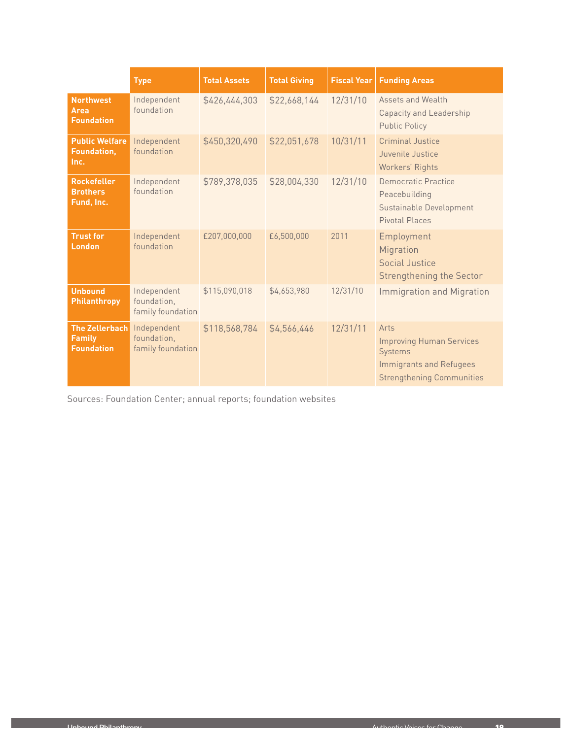| | Type | Total Assets | Total Giving | Fiscal Year | Funding Areas |
|---|---|---|---|---|---|
| **Northwest Area Foundation** | Independent foundation | $426,444,303 | $22,668,144 | 12/31/10 | Assets and Wealth<br>Capacity and Leadership<br>Public Policy |
| **Public Welfare Foundation, Inc.** | Independent foundation | $450,320,490 | $22,051,678 | 10/31/11 | Criminal Justice<br>Juvenile Justice<br>Workers' Rights |
| **Rockefeller Brothers Fund, Inc.** | Independent foundation | $789,378,035 | $28,004,330 | 12/31/10 | Democratic Practice<br>Peacebuilding<br>Sustainable Development<br>Pivotal Places |
| **Trust for London** | Independent foundation | £207,000,000 | £6,500,000 | 2011 | Employment<br>Migration<br>Social Justice<br>Strengthening the Sector |
| **Unbound Philanthropy** | Independent foundation, family foundation | $115,090,018 | $4,653,980 | 12/31/10 | Immigration and Migration |
| **The Zellerbach Family Foundation** | Independent foundation, family foundation | $118,568,784 | $4,566,446 | 12/31/11 | Arts<br>Improving Human Services Systems<br>Immigrants and Refugees<br>Strengthening Communities |

Sources: Foundation Center; annual reports; foundation websites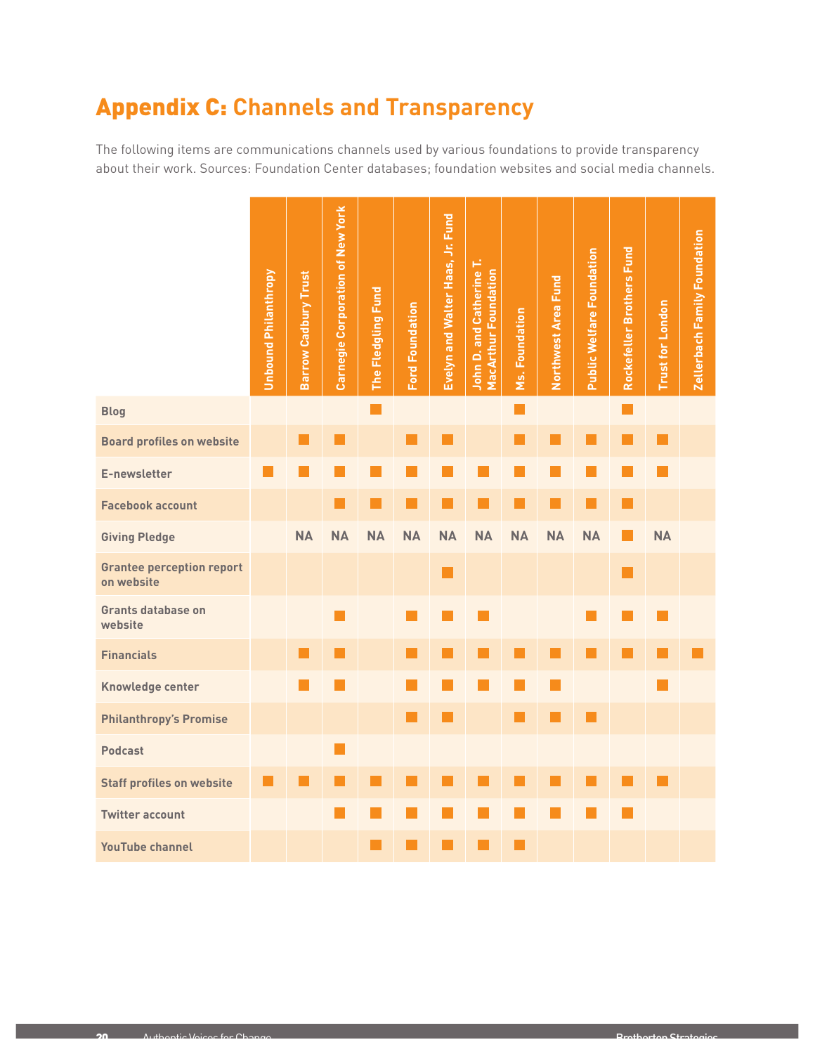# Appendix C: Channels and Transparency

The following items are communications channels used by various foundations to provide transparency about their work. Sources: Foundation Center databases; foundation websites and social media channels.

| | Unbound Philanthropy | Barrow Cadbury Trust | Carnegie Corporation of New York | The Fledgling Fund | Ford Foundation | Evelyn and Walter Haas, Jr. Fund | John D. and Catherine T. MacArthur Foundation | Ms. Foundation | Northwest Area Fund | Public Welfare Foundation | Rockefeller Brothers Fund | Trust for London | Zellerbach Family Foundation |
|---|---|---|---|---|---|---|---|---|---|---|---|---|---|
| Blog | | | | ■ | | | | ■ | | | ■ | | |
| Board profiles on website | | ■ | ■ | | ■ | ■ | | ■ | ■ | ■ | ■ | ■ | |
| E-newsletter | ■ | ■ | ■ | ■ | ■ | ■ | ■ | ■ | ■ | ■ | ■ | ■ | |
| Facebook account | | | ■ | ■ | ■ | ■ | ■ | ■ | ■ | ■ | ■ | | |
| Giving Pledge | | NA | NA | NA | NA | NA | NA | NA | NA | NA | ■ | NA | |
| Grantee perception report on website | | | | | | ■ | | | | | ■ | | |
| Grants database on website | | | ■ | | ■ | ■ | ■ | | | ■ | ■ | ■ | |
| Financials | | ■ | ■ | | ■ | ■ | ■ | ■ | ■ | ■ | ■ | ■ | ■ |
| Knowledge center | | ■ | ■ | | ■ | ■ | ■ | ■ | ■ | | | ■ | |
| Philanthropy's Promise | | | | | ■ | ■ | | ■ | ■ | ■ | | | |
| Podcast | | | ■ | | | | | | | | | | |
| Staff profiles on website | ■ | ■ | ■ | ■ | ■ | ■ | ■ | ■ | ■ | ■ | ■ | ■ | |
| Twitter account | | | ■ | ■ | ■ | ■ | ■ | ■ | ■ | ■ | ■ | | |
| YouTube channel | | | | ■ | ■ | ■ | ■ | ■ | | | | | |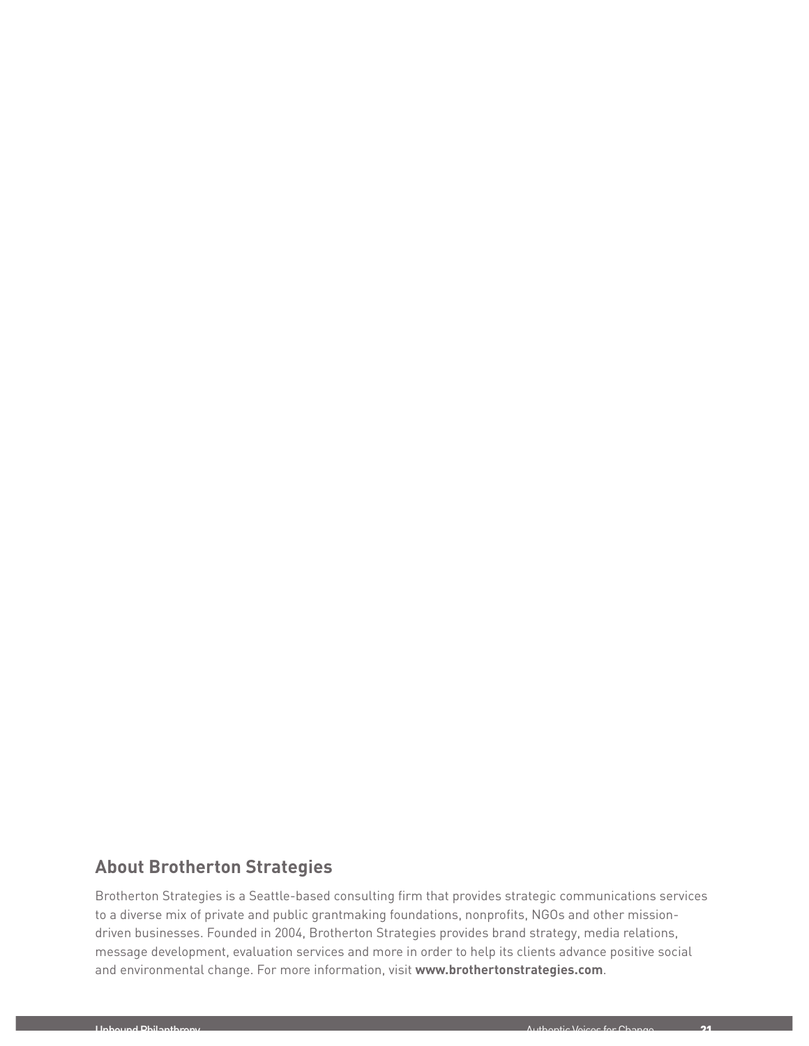## About Brotherton Strategies

Brotherton Strategies is a Seattle-based consulting firm that provides strategic communications services to a diverse mix of private and public grantmaking foundations, nonprofits, NGOs and other mission-driven businesses. Founded in 2004, Brotherton Strategies provides brand strategy, media relations, message development, evaluation services and more in order to help its clients advance positive social and environmental change. For more information, visit **www.brothertonstrategies.com**.